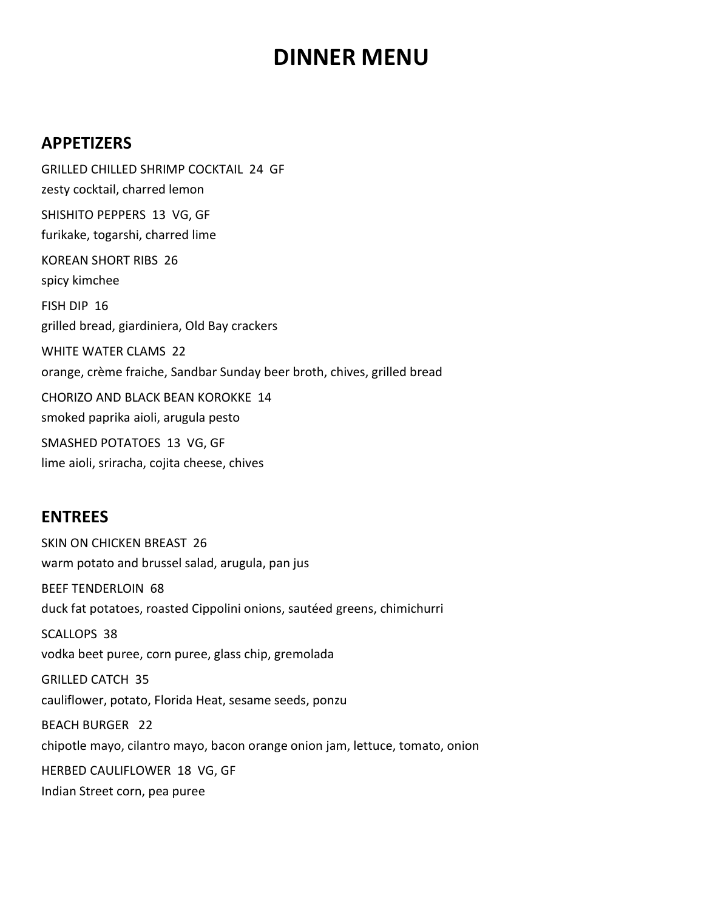# DINNER MENU

## APPETIZERS

GRILLED CHILLED SHRIMP COCKTAIL  24  GF
zesty cocktail, charred lemon

SHISHITO PEPPERS  13  VG, GF
furikake, togarshi, charred lime

KOREAN SHORT RIBS  26
spicy kimchee

FISH DIP  16
grilled bread, giardiniera, Old Bay crackers

WHITE WATER CLAMS  22
orange, crème fraiche, Sandbar Sunday beer broth, chives, grilled bread

CHORIZO AND BLACK BEAN KOROKKE  14
smoked paprika aioli, arugula pesto

SMASHED POTATOES  13  VG, GF
lime aioli, sriracha, cojita cheese, chives

## ENTREES

SKIN ON CHICKEN BREAST  26
warm potato and brussel salad, arugula, pan jus

BEEF TENDERLOIN  68
duck fat potatoes, roasted Cippolini onions, sautéed greens, chimichurri

SCALLOPS  38
vodka beet puree, corn puree, glass chip, gremolada

GRILLED CATCH  35
cauliflower, potato, Florida Heat, sesame seeds, ponzu

BEACH BURGER  22
chipotle mayo, cilantro mayo, bacon orange onion jam, lettuce, tomato, onion

HERBED CAULIFLOWER  18  VG, GF
Indian Street corn, pea puree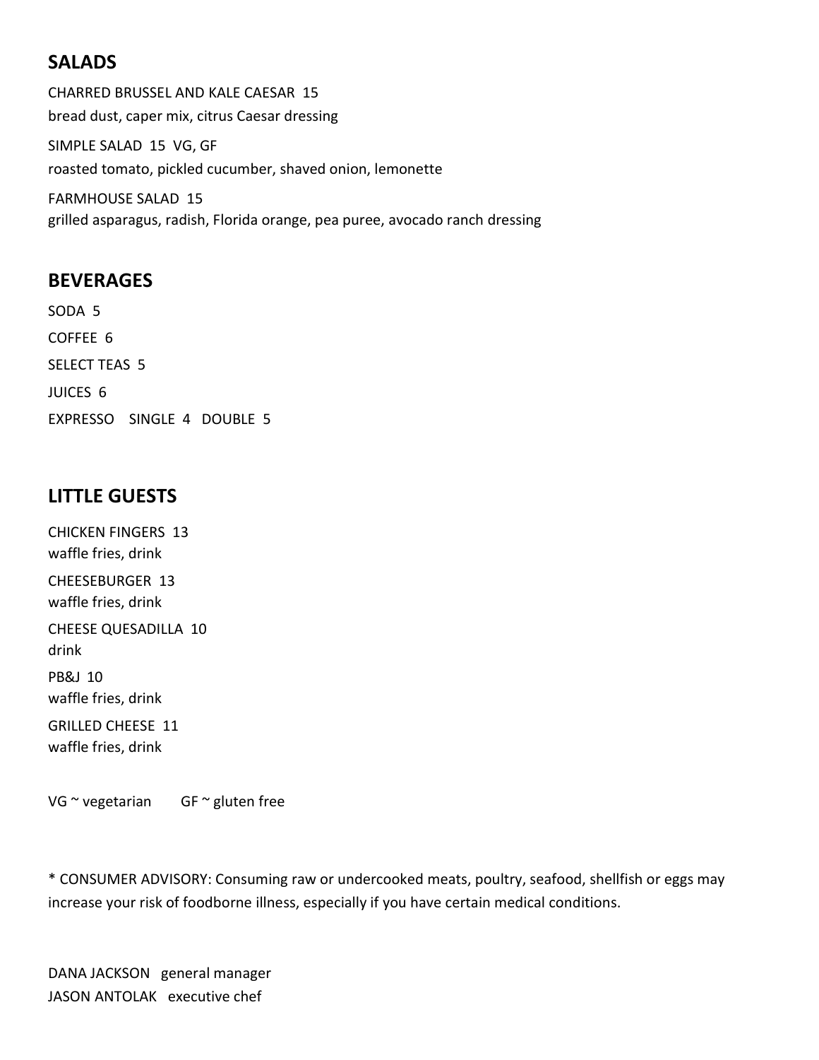## SALADS

CHARRED BRUSSEL AND KALE CAESAR 15
bread dust, caper mix, citrus Caesar dressing

SIMPLE SALAD 15 VG, GF
roasted tomato, pickled cucumber, shaved onion, lemonette

FARMHOUSE SALAD 15
grilled asparagus, radish, Florida orange, pea puree, avocado ranch dressing

## BEVERAGES

SODA 5

COFFEE 6

SELECT TEAS 5

JUICES 6

EXPRESSO SINGLE 4 DOUBLE 5

## LITTLE GUESTS

CHICKEN FINGERS 13
waffle fries, drink

CHEESEBURGER 13
waffle fries, drink

CHEESE QUESADILLA 10
drink

PB&J 10
waffle fries, drink

GRILLED CHEESE 11
waffle fries, drink

VG ~ vegetarian GF ~ gluten free

* CONSUMER ADVISORY: Consuming raw or undercooked meats, poultry, seafood, shellfish or eggs may increase your risk of foodborne illness, especially if you have certain medical conditions.

DANA JACKSON general manager
JASON ANTOLAK executive chef